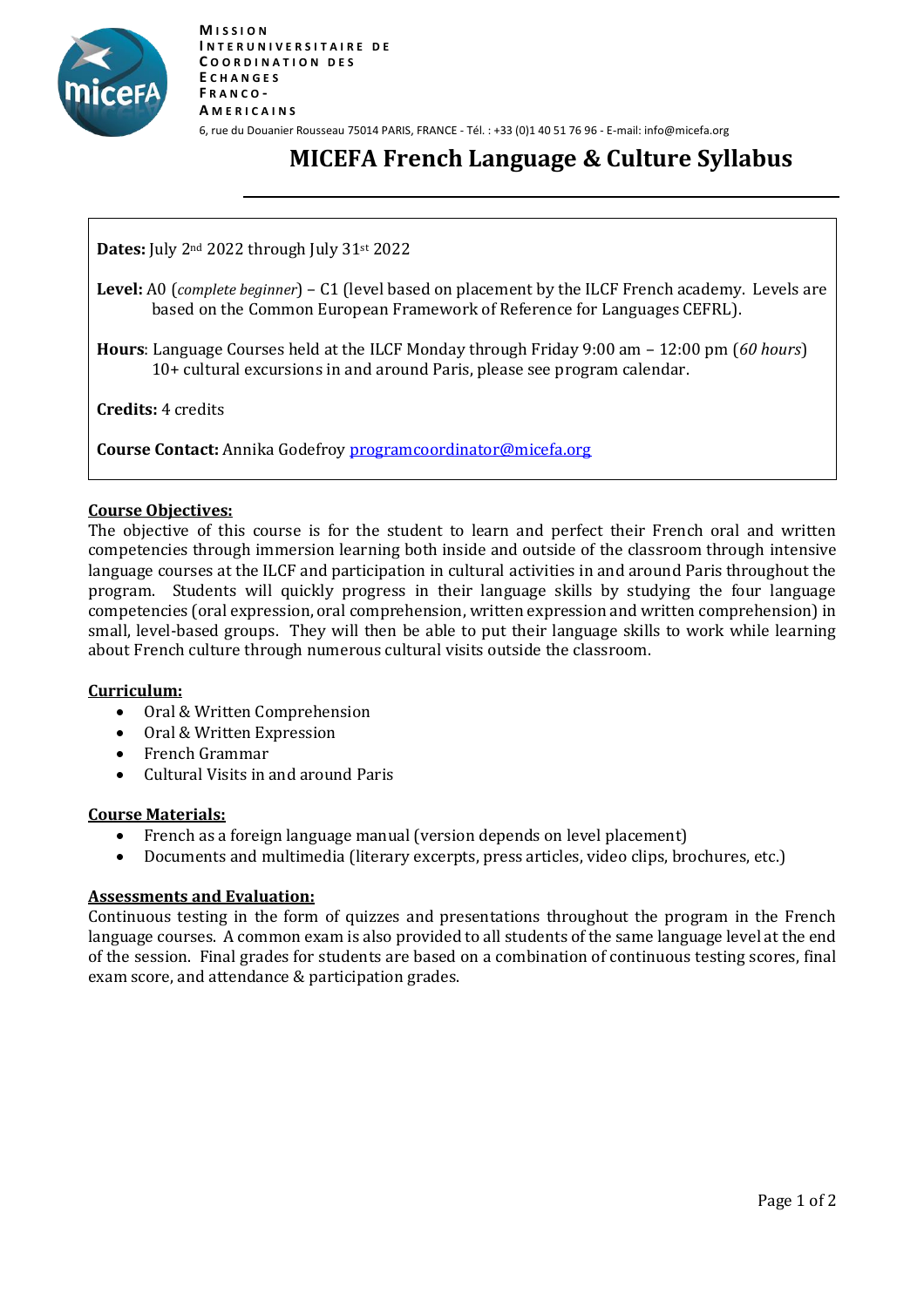**Mission Interuniversitaire de Coordination des Echanges Franco-Americains**

6, rue du Douanier Rousseau 75014 PARIS, FRANCE - Tél. : +33 (0)1 40 51 76 96 - E-mail: info@micefa.org

# MICEFA French Language & Culture Syllabus

**Dates:** July 2nd 2022 through July 31st 2022

**Level:** A0 (*complete beginner*) – C1 (level based on placement by the ILCF French academy. Levels are based on the Common European Framework of Reference for Languages CEFRL).

**Hours**: Language Courses held at the ILCF Monday through Friday 9:00 am – 12:00 pm (*60 hours*)
10+ cultural excursions in and around Paris, please see program calendar.

**Credits:** 4 credits

**Course Contact:** Annika Godefroy programcoordinator@micefa.org

## Course Objectives:

The objective of this course is for the student to learn and perfect their French oral and written competencies through immersion learning both inside and outside of the classroom through intensive language courses at the ILCF and participation in cultural activities in and around Paris throughout the program. Students will quickly progress in their language skills by studying the four language competencies (oral expression, oral comprehension, written expression and written comprehension) in small, level-based groups. They will then be able to put their language skills to work while learning about French culture through numerous cultural visits outside the classroom.

## Curriculum:

- Oral & Written Comprehension
- Oral & Written Expression
- French Grammar
- Cultural Visits in and around Paris

## Course Materials:

- French as a foreign language manual (version depends on level placement)
- Documents and multimedia (literary excerpts, press articles, video clips, brochures, etc.)

## Assessments and Evaluation:

Continuous testing in the form of quizzes and presentations throughout the program in the French language courses. A common exam is also provided to all students of the same language level at the end of the session. Final grades for students are based on a combination of continuous testing scores, final exam score, and attendance & participation grades.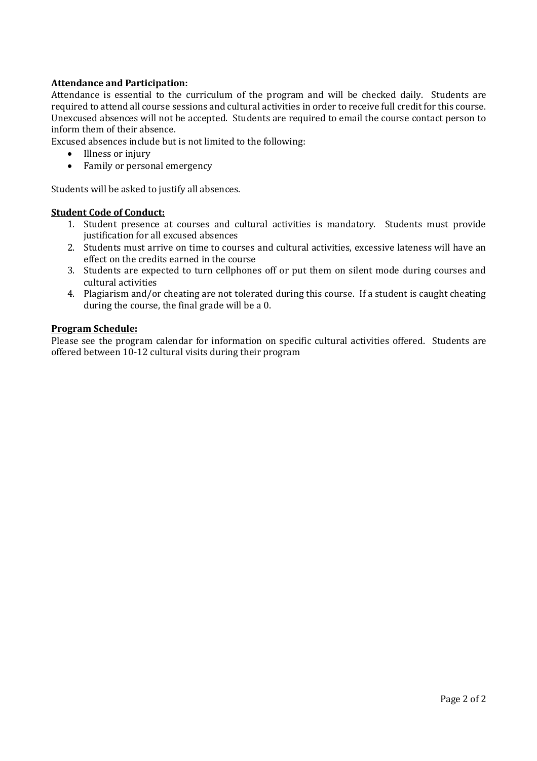**Attendance and Participation:**

Attendance is essential to the curriculum of the program and will be checked daily. Students are required to attend all course sessions and cultural activities in order to receive full credit for this course. Unexcused absences will not be accepted. Students are required to email the course contact person to inform them of their absence.

Excused absences include but is not limited to the following:

- Illness or injury
- Family or personal emergency

Students will be asked to justify all absences.

**Student Code of Conduct:**

1. Student presence at courses and cultural activities is mandatory. Students must provide justification for all excused absences
2. Students must arrive on time to courses and cultural activities, excessive lateness will have an effect on the credits earned in the course
3. Students are expected to turn cellphones off or put them on silent mode during courses and cultural activities
4. Plagiarism and/or cheating are not tolerated during this course. If a student is caught cheating during the course, the final grade will be a 0.

**Program Schedule:**

Please see the program calendar for information on specific cultural activities offered. Students are offered between 10-12 cultural visits during their program